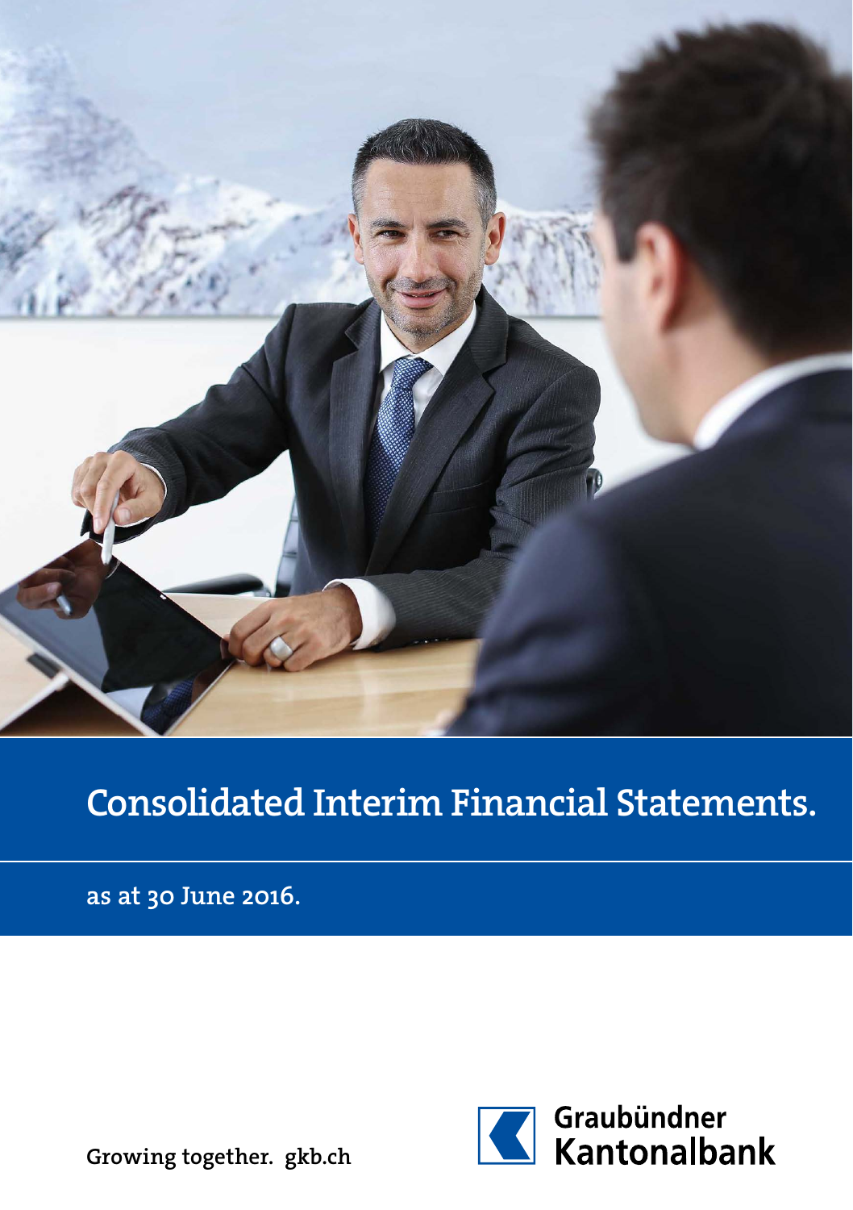# Consolidated Interim Financial Statements.

as at 30 June 2016.

Growing together. gkb.ch

Graubündner Kantonalbank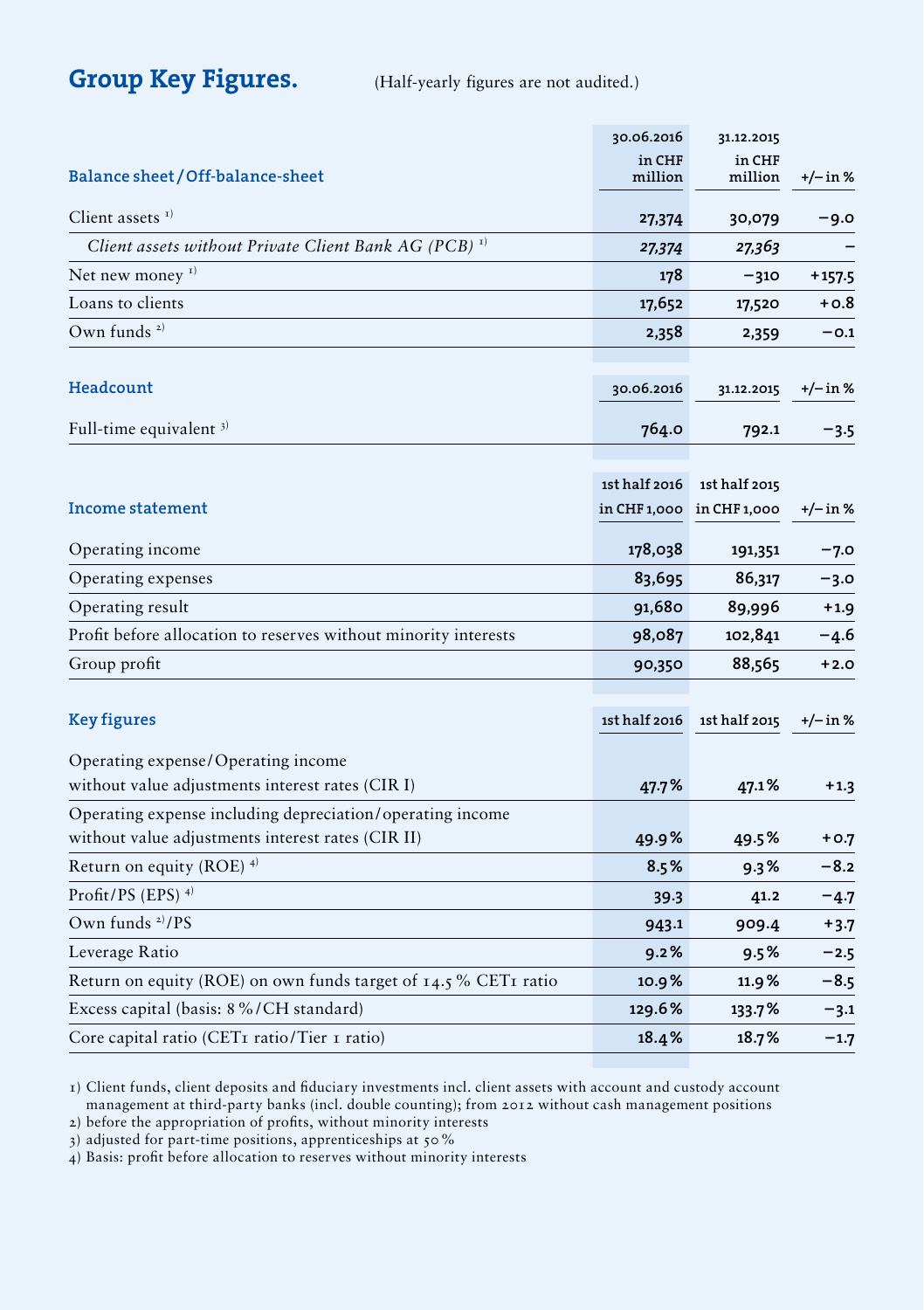# Group Key Figures.

(Half-yearly figures are not audited.)

| Balance sheet / Off-balance-sheet | 30.06.2016 in CHF million | 31.12.2015 in CHF million | +/– in % |
|---|---|---|---|
| Client assets [1] | **27,374** | 30,079 | −9.0 |
| *Client assets without Private Client Bank AG (PCB)* [1] | ***27,374*** | *27,363* | – |
| Net new money [1] | **178** | −310 | +157.5 |
| Loans to clients | **17,652** | 17,520 | +0.8 |
| Own funds [2] | **2,358** | 2,359 | −0.1 |

| Headcount | 30.06.2016 | 31.12.2015 | +/– in % |
|---|---|---|---|
| Full-time equivalent [3] | **764.0** | 792.1 | −3.5 |

| Income statement | 1st half 2016 in CHF 1,000 | 1st half 2015 in CHF 1,000 | +/– in % |
|---|---|---|---|
| Operating income | **178,038** | 191,351 | −7.0 |
| Operating expenses | **83,695** | 86,317 | −3.0 |
| Operating result | **91,680** | 89,996 | +1.9 |
| Profit before allocation to reserves without minority interests | **98,087** | 102,841 | −4.6 |
| Group profit | **90,350** | 88,565 | +2.0 |

| Key figures | 1st half 2016 | 1st half 2015 | +/– in % |
|---|---|---|---|
| Operating expense / Operating income without value adjustments interest rates (CIR I) | **47.7 %** | 47.1 % | +1.3 |
| Operating expense including depreciation / operating income without value adjustments interest rates (CIR II) | **49.9 %** | 49.5 % | +0.7 |
| Return on equity (ROE) [4] | **8.5 %** | 9.3 % | −8.2 |
| Profit/PS (EPS) [4] | **39.3** | 41.2 | −4.7 |
| Own funds [2]/PS | **943.1** | 909.4 | +3.7 |
| Leverage Ratio | **9.2 %** | 9.5 % | −2.5 |
| Return on equity (ROE) on own funds target of 14.5 % CET1 ratio | **10.9 %** | 11.9 % | −8.5 |
| Excess capital (basis: 8 %/CH standard) | **129.6 %** | 133.7 % | −3.1 |
| Core capital ratio (CET1 ratio/Tier 1 ratio) | **18.4 %** | 18.7 % | −1.7 |

1) Client funds, client deposits and fiduciary investments incl. client assets with account and custody account management at third-party banks (incl. double counting); from 2012 without cash management positions
2) before the appropriation of profits, without minority interests
3) adjusted for part-time positions, apprenticeships at 50 %
4) Basis: profit before allocation to reserves without minority interests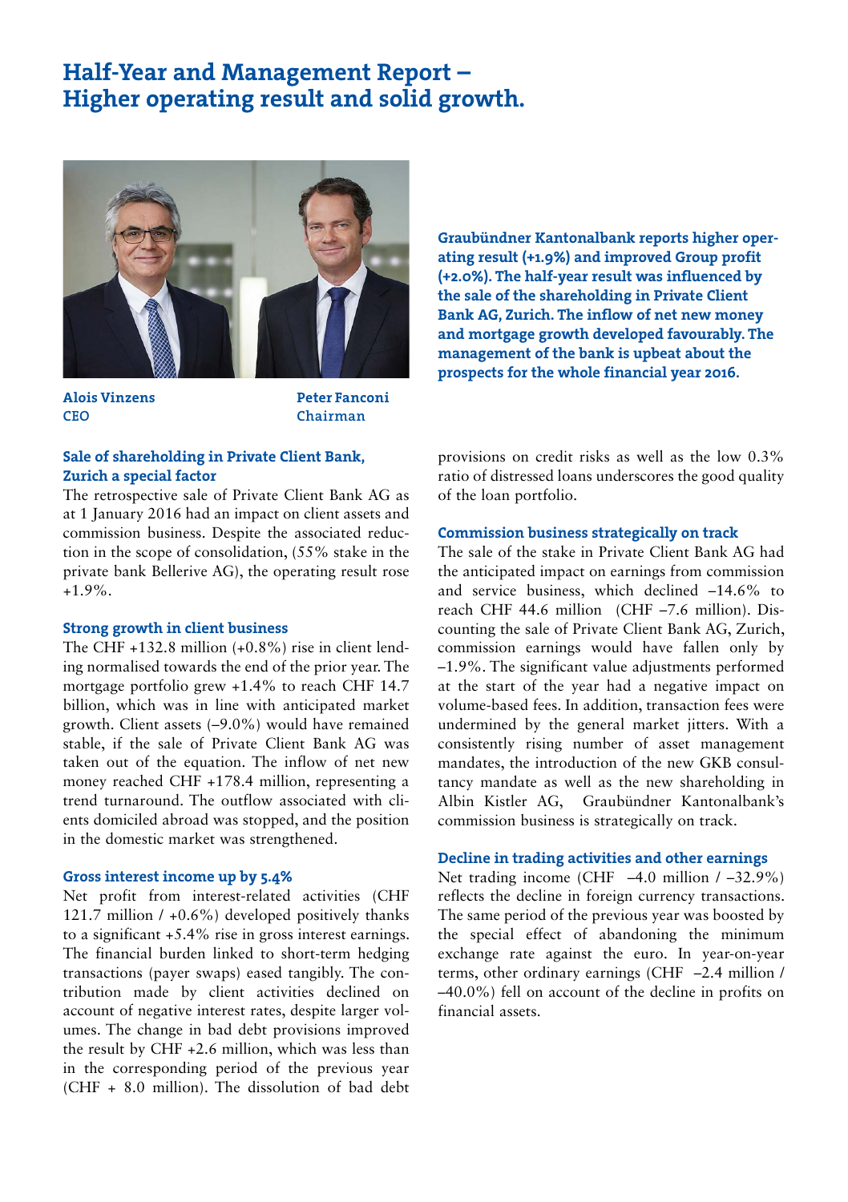# Half-Year and Management Report – Higher operating result and solid growth.

Alois Vinzens
CEO

Peter Fanconi
Chairman

**Graubündner Kantonalbank reports higher operating result (+1.9%) and improved Group profit (+2.0%). The half-year result was influenced by the sale of the shareholding in Private Client Bank AG, Zurich. The inflow of net new money and mortgage growth developed favourably. The management of the bank is upbeat about the prospects for the whole financial year 2016.**

### Sale of shareholding in Private Client Bank, Zurich a special factor

The retrospective sale of Private Client Bank AG as at 1 January 2016 had an impact on client assets and commission business. Despite the associated reduction in the scope of consolidation, (55% stake in the private bank Bellerive AG), the operating result rose +1.9%.

### Strong growth in client business

The CHF +132.8 million (+0.8%) rise in client lending normalised towards the end of the prior year. The mortgage portfolio grew +1.4% to reach CHF 14.7 billion, which was in line with anticipated market growth. Client assets (–9.0%) would have remained stable, if the sale of Private Client Bank AG was taken out of the equation. The inflow of net new money reached CHF +178.4 million, representing a trend turnaround. The outflow associated with clients domiciled abroad was stopped, and the position in the domestic market was strengthened.

### Gross interest income up by 5.4%

Net profit from interest-related activities (CHF 121.7 million / +0.6%) developed positively thanks to a significant +5.4% rise in gross interest earnings. The financial burden linked to short-term hedging transactions (payer swaps) eased tangibly. The contribution made by client activities declined on account of negative interest rates, despite larger volumes. The change in bad debt provisions improved the result by CHF +2.6 million, which was less than in the corresponding period of the previous year (CHF + 8.0 million). The dissolution of bad debt provisions on credit risks as well as the low 0.3% ratio of distressed loans underscores the good quality of the loan portfolio.

### Commission business strategically on track

The sale of the stake in Private Client Bank AG had the anticipated impact on earnings from commission and service business, which declined –14.6% to reach CHF 44.6 million (CHF –7.6 million). Discounting the sale of Private Client Bank AG, Zurich, commission earnings would have fallen only by –1.9%. The significant value adjustments performed at the start of the year had a negative impact on volume-based fees. In addition, transaction fees were undermined by the general market jitters. With a consistently rising number of asset management mandates, the introduction of the new GKB consultancy mandate as well as the new shareholding in Albin Kistler AG, Graubündner Kantonalbank's commission business is strategically on track.

### Decline in trading activities and other earnings

Net trading income (CHF –4.0 million / –32.9%) reflects the decline in foreign currency transactions. The same period of the previous year was boosted by the special effect of abandoning the minimum exchange rate against the euro. In year-on-year terms, other ordinary earnings (CHF –2.4 million / –40.0%) fell on account of the decline in profits on financial assets.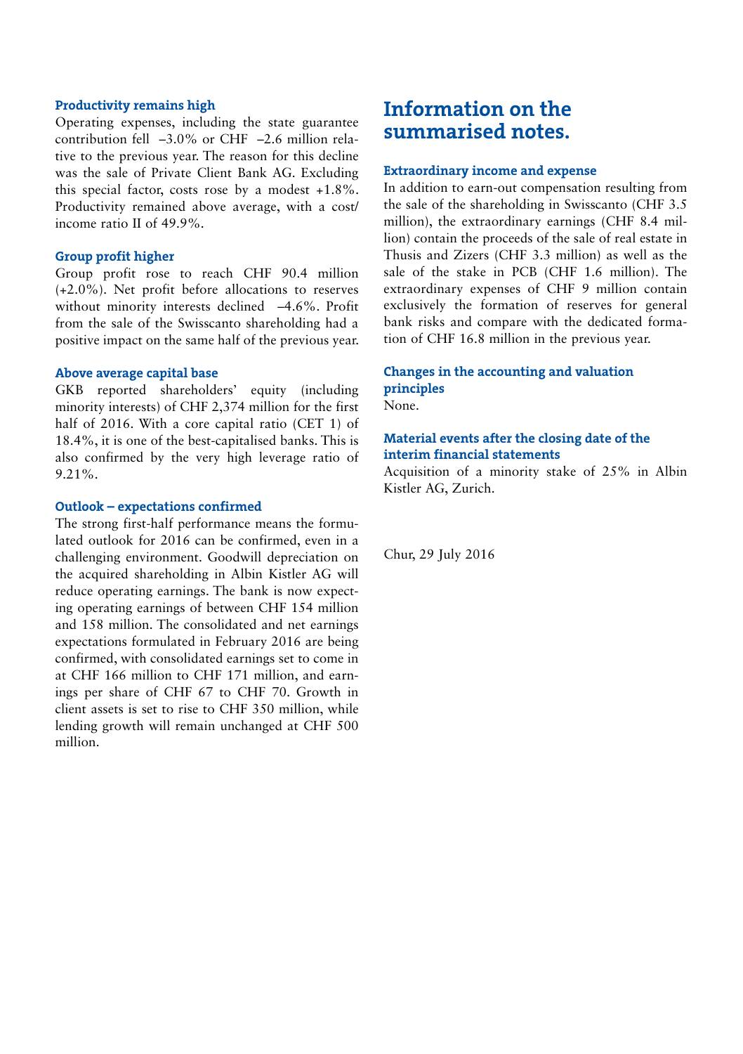### Productivity remains high

Operating expenses, including the state guarantee contribution fell –3.0% or CHF –2.6 million relative to the previous year. The reason for this decline was the sale of Private Client Bank AG. Excluding this special factor, costs rose by a modest +1.8%. Productivity remained above average, with a cost/income ratio II of 49.9%.

### Group profit higher

Group profit rose to reach CHF 90.4 million (+2.0%). Net profit before allocations to reserves without minority interests declined –4.6%. Profit from the sale of the Swisscanto shareholding had a positive impact on the same half of the previous year.

### Above average capital base

GKB reported shareholders' equity (including minority interests) of CHF 2,374 million for the first half of 2016. With a core capital ratio (CET 1) of 18.4%, it is one of the best-capitalised banks. This is also confirmed by the very high leverage ratio of 9.21%.

### Outlook – expectations confirmed

The strong first-half performance means the formulated outlook for 2016 can be confirmed, even in a challenging environment. Goodwill depreciation on the acquired shareholding in Albin Kistler AG will reduce operating earnings. The bank is now expecting operating earnings of between CHF 154 million and 158 million. The consolidated and net earnings expectations formulated in February 2016 are being confirmed, with consolidated earnings set to come in at CHF 166 million to CHF 171 million, and earnings per share of CHF 67 to CHF 70. Growth in client assets is set to rise to CHF 350 million, while lending growth will remain unchanged at CHF 500 million.

## Information on the summarised notes.

### Extraordinary income and expense

In addition to earn-out compensation resulting from the sale of the shareholding in Swisscanto (CHF 3.5 million), the extraordinary earnings (CHF 8.4 million) contain the proceeds of the sale of real estate in Thusis and Zizers (CHF 3.3 million) as well as the sale of the stake in PCB (CHF 1.6 million). The extraordinary expenses of CHF 9 million contain exclusively the formation of reserves for general bank risks and compare with the dedicated formation of CHF 16.8 million in the previous year.

### Changes in the accounting and valuation principles

None.

### Material events after the closing date of the interim financial statements

Acquisition of a minority stake of 25% in Albin Kistler AG, Zurich.

Chur, 29 July 2016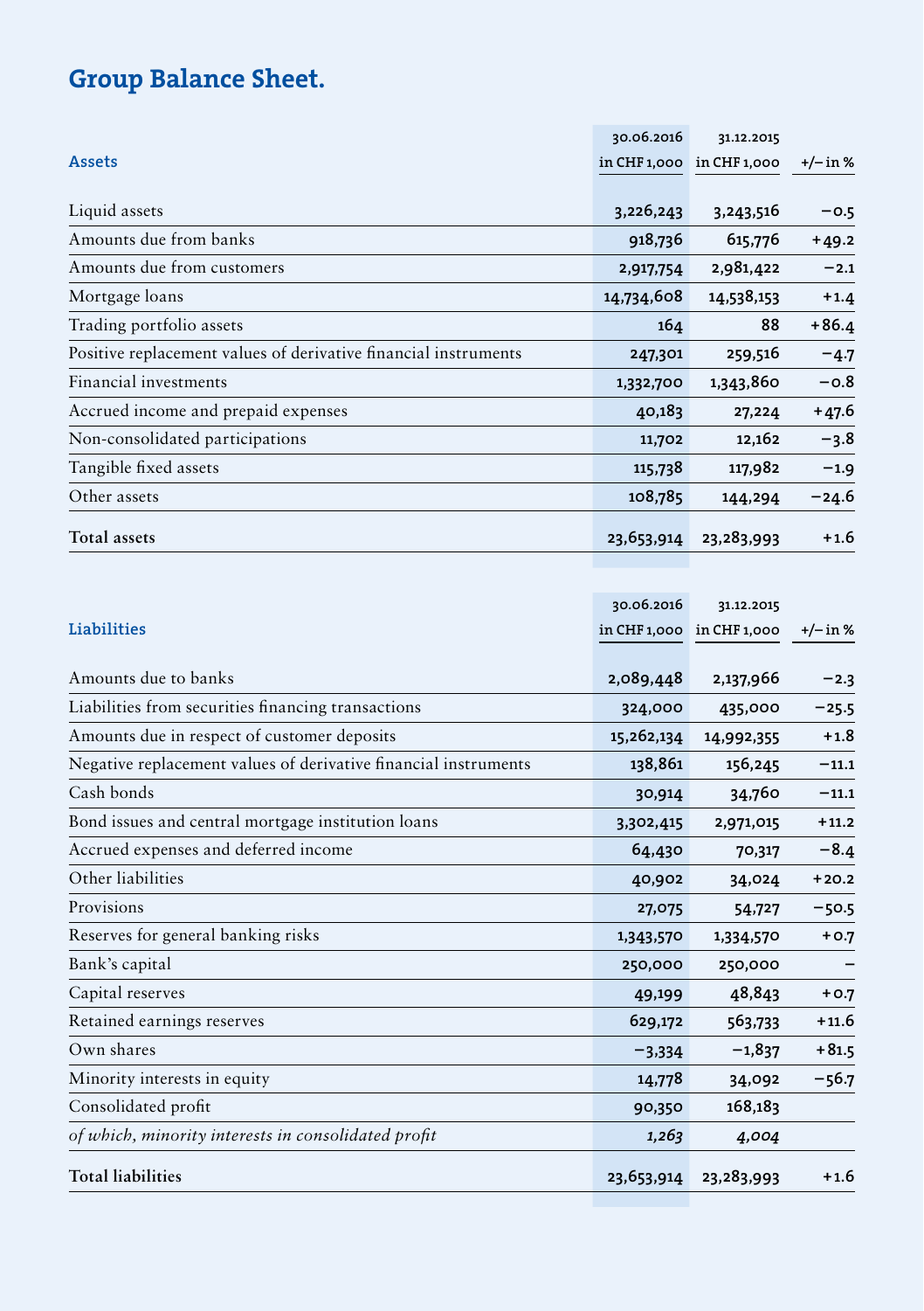# Group Balance Sheet.

| Assets | 30.06.2016 in CHF 1,000 | 31.12.2015 in CHF 1,000 | +/– in % |
|---|---|---|---|
| Liquid assets | **3,226,243** | 3,243,516 | –0.5 |
| Amounts due from banks | **918,736** | 615,776 | +49.2 |
| Amounts due from customers | **2,917,754** | 2,981,422 | –2.1 |
| Mortgage loans | **14,734,608** | 14,538,153 | +1.4 |
| Trading portfolio assets | **164** | 88 | +86.4 |
| Positive replacement values of derivative financial instruments | **247,301** | 259,516 | –4.7 |
| Financial investments | **1,332,700** | 1,343,860 | –0.8 |
| Accrued income and prepaid expenses | **40,183** | 27,224 | +47.6 |
| Non-consolidated participations | **11,702** | 12,162 | –3.8 |
| Tangible fixed assets | **115,738** | 117,982 | –1.9 |
| Other assets | **108,785** | 144,294 | –24.6 |
| **Total assets** | **23,653,914** | 23,283,993 | +1.6 |

| Liabilities | 30.06.2016 in CHF 1,000 | 31.12.2015 in CHF 1,000 | +/– in % |
|---|---|---|---|
| Amounts due to banks | **2,089,448** | 2,137,966 | –2.3 |
| Liabilities from securities financing transactions | **324,000** | 435,000 | –25.5 |
| Amounts due in respect of customer deposits | **15,262,134** | 14,992,355 | +1.8 |
| Negative replacement values of derivative financial instruments | **138,861** | 156,245 | –11.1 |
| Cash bonds | **30,914** | 34,760 | –11.1 |
| Bond issues and central mortgage institution loans | **3,302,415** | 2,971,015 | +11.2 |
| Accrued expenses and deferred income | **64,430** | 70,317 | –8.4 |
| Other liabilities | **40,902** | 34,024 | +20.2 |
| Provisions | **27,075** | 54,727 | –50.5 |
| Reserves for general banking risks | **1,343,570** | 1,334,570 | +0.7 |
| Bank's capital | **250,000** | 250,000 | – |
| Capital reserves | **49,199** | 48,843 | +0.7 |
| Retained earnings reserves | **629,172** | 563,733 | +11.6 |
| Own shares | **–3,334** | –1,837 | +81.5 |
| Minority interests in equity | **14,778** | 34,092 | –56.7 |
| Consolidated profit | **90,350** | 168,183 | |
| *of which, minority interests in consolidated profit* | ***1,263*** | *4,004* | |
| **Total liabilities** | **23,653,914** | 23,283,993 | +1.6 |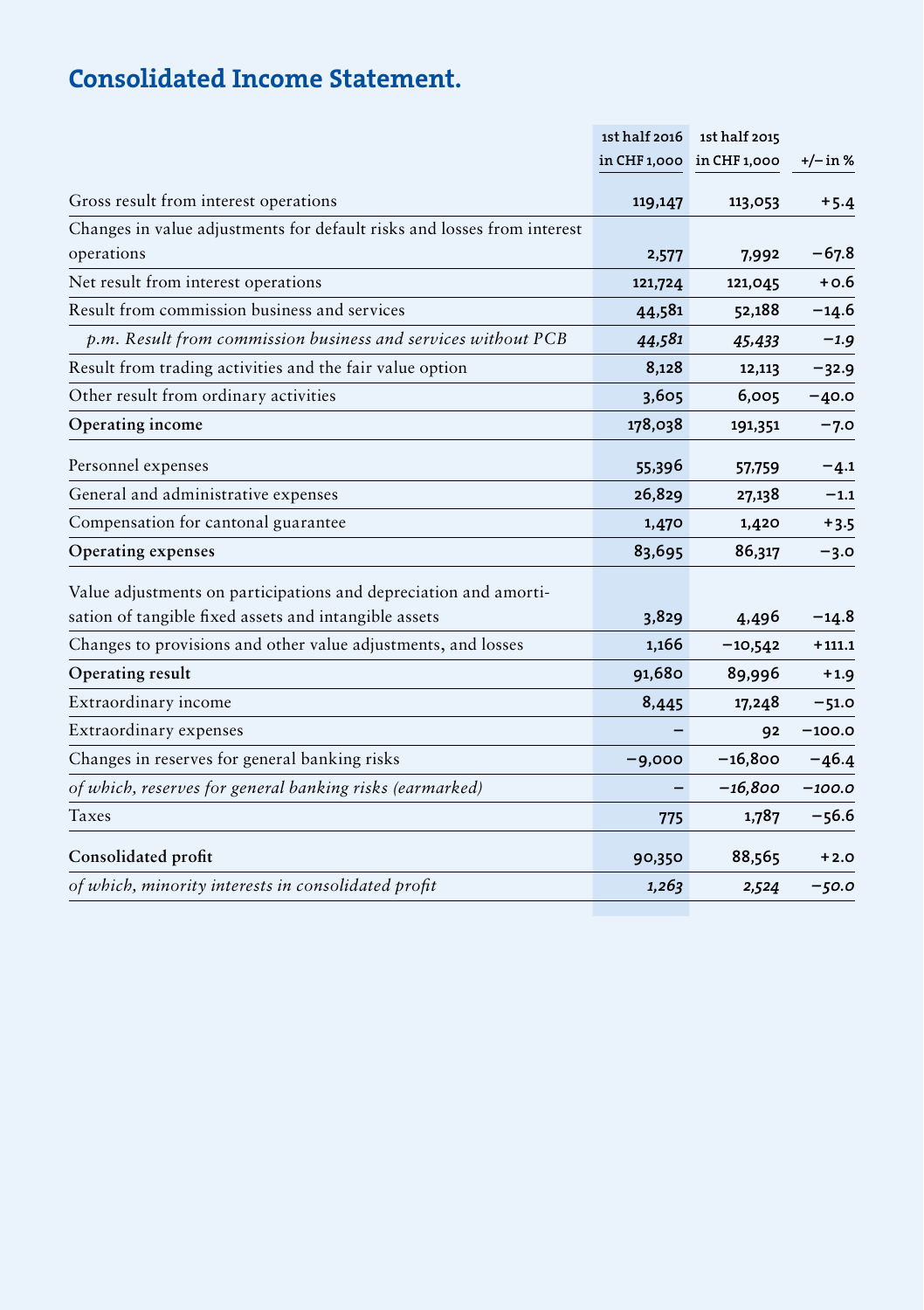# Consolidated Income Statement.

| | 1st half 2016 in CHF 1,000 | 1st half 2015 in CHF 1,000 | +/− in % |
|---|---|---|---|
| Gross result from interest operations | 119,147 | 113,053 | +5.4 |
| Changes in value adjustments for default risks and losses from interest operations | 2,577 | 7,992 | −67.8 |
| Net result from interest operations | 121,724 | 121,045 | +0.6 |
| Result from commission business and services | 44,581 | 52,188 | −14.6 |
| *p.m. Result from commission business and services without PCB* | *44,581* | *45,433* | *−1.9* |
| Result from trading activities and the fair value option | 8,128 | 12,113 | −32.9 |
| Other result from ordinary activities | 3,605 | 6,005 | −40.0 |
| **Operating income** | 178,038 | 191,351 | −7.0 |
| Personnel expenses | 55,396 | 57,759 | −4.1 |
| General and administrative expenses | 26,829 | 27,138 | −1.1 |
| Compensation for cantonal guarantee | 1,470 | 1,420 | +3.5 |
| **Operating expenses** | 83,695 | 86,317 | −3.0 |
| Value adjustments on participations and depreciation and amortisation of tangible fixed assets and intangible assets | 3,829 | 4,496 | −14.8 |
| Changes to provisions and other value adjustments, and losses | 1,166 | −10,542 | +111.1 |
| **Operating result** | 91,680 | 89,996 | +1.9 |
| Extraordinary income | 8,445 | 17,248 | −51.0 |
| Extraordinary expenses | – | 92 | −100.0 |
| Changes in reserves for general banking risks | −9,000 | −16,800 | −46.4 |
| *of which, reserves for general banking risks (earmarked)* | *–* | *−16,800* | *−100.0* |
| Taxes | 775 | 1,787 | −56.6 |
| **Consolidated profit** | 90,350 | 88,565 | +2.0 |
| *of which, minority interests in consolidated profit* | *1,263* | *2,524* | *−50.0* |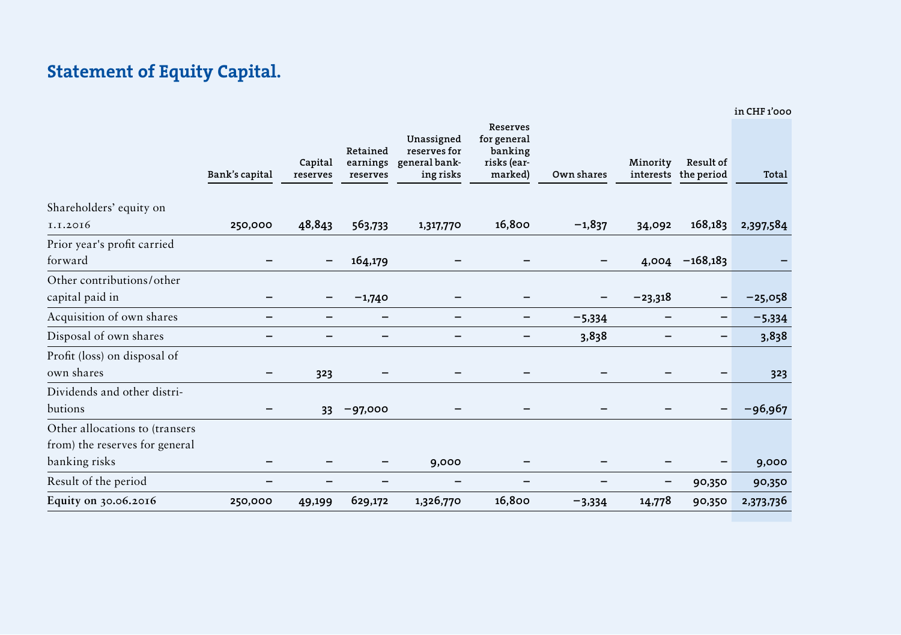# Statement of Equity Capital.

in CHF 1'000

| | Bank's capital | Capital reserves | Retained earnings reserves | Unassigned reserves for general banking risks | Reserves for general banking risks (earmarked) | Own shares | Minority interests | Result of the period | Total |
|---|---|---|---|---|---|---|---|---|---|
| Shareholders' equity on 1.1.2016 | 250,000 | 48,843 | 563,733 | 1,317,770 | 16,800 | −1,837 | 34,092 | 168,183 | 2,397,584 |
| Prior year's profit carried forward | – | – | 164,179 | – | – | – | 4,004 | −168,183 | – |
| Other contributions/other capital paid in | – | – | −1,740 | – | – | – | −23,318 | – | −25,058 |
| Acquisition of own shares | – | – | – | – | – | −5,334 | – | – | −5,334 |
| Disposal of own shares | – | – | – | – | – | 3,838 | – | – | 3,838 |
| Profit (loss) on disposal of own shares | – | 323 | – | – | – | – | – | – | 323 |
| Dividends and other distributions | – | 33 | −97,000 | – | – | – | – | – | −96,967 |
| Other allocations to (transers from) the reserves for general banking risks | – | – | – | 9,000 | – | – | – | – | 9,000 |
| Result of the period | – | – | – | – | – | – | – | 90,350 | 90,350 |
| **Equity on 30.06.2016** | 250,000 | 49,199 | 629,172 | 1,326,770 | 16,800 | −3,334 | 14,778 | 90,350 | 2,373,736 |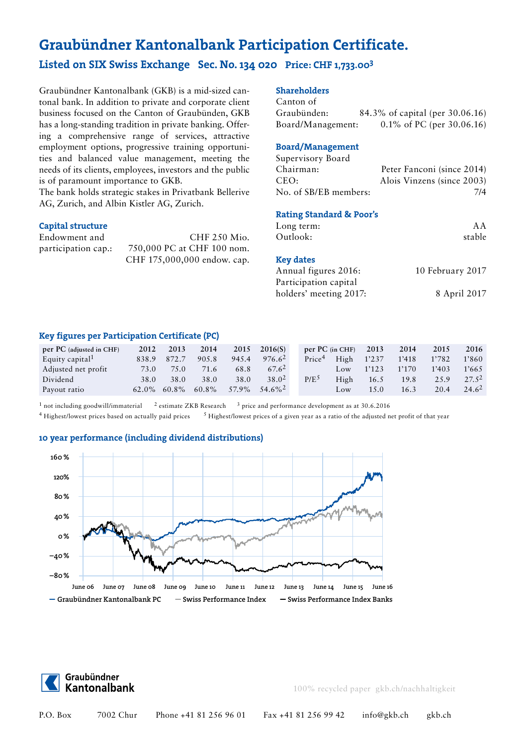# Graubündner Kantonalbank Participation Certificate.

## Listed on SIX Swiss Exchange Sec. No. 134 020 Price: CHF 1,733.00[3]

Graubündner Kantonalbank (GKB) is a mid-sized cantonal bank. In addition to private and corporate client business focused on the Canton of Graubünden, GKB has a long-standing tradition in private banking. Offering a comprehensive range of services, attractive employment options, progressive training opportunities and balanced value management, meeting the needs of its clients, employees, investors and the public is of paramount importance to GKB.
The bank holds strategic stakes in Privatbank Bellerive AG, Zurich, and Albin Kistler AG, Zurich.

### Capital structure

| | |
|---|---|
| Endowment and participation cap.: | CHF 250 Mio. |
| | 750,000 PC at CHF 100 nom. |
| | CHF 175,000,000 endow. cap. |

### Shareholders

| | |
|---|---|
| Canton of Graubünden: | 84.3% of capital (per 30.06.16) |
| Board/Management: | 0.1% of PC (per 30.06.16) |

### Board/Management

| | |
|---|---|
| Supervisory Board Chairman: | Peter Fanconi (since 2014) |
| CEO: | Alois Vinzens (since 2003) |
| No. of SB/EB members: | 7/4 |

### Rating Standard & Poor's

| | |
|---|---|
| Long term: | AA |
| Outlook: | stable |

### Key dates

| | |
|---|---|
| Annual figures 2016: | 10 February 2017 |
| Participation capital holders' meeting 2017: | 8 April 2017 |

### Key figures per Participation Certificate (PC)

| per PC (adjusted in CHF) | 2012 | 2013 | 2014 | 2015 | 2016(S) |
|---|---|---|---|---|---|
| Equity capital[1] | 838.9 | 872.7 | 905.8 | 945.4 | 976.6[2] |
| Adjusted net profit | 73.0 | 75.0 | 71.6 | 68.8 | 67.6[2] |
| Dividend | 38.0 | 38.0 | 38.0 | 38.0 | 38.0[2] |
| Payout ratio | 62.0% | 60.8% | 60.8% | 57.9% | 54.6%[2] |

| per PC (in CHF) | | 2013 | 2014 | 2015 | 2016 |
|---|---|---|---|---|---|
| Price[4] | High | 1'237 | 1'418 | 1'782 | 1'860 |
| | Low | 1'123 | 1'170 | 1'403 | 1'665 |
| P/E[5] | High | 16.5 | 19.8 | 25.9 | 27.5[2] |
| | Low | 15.0 | 16.3 | 20.4 | 24.6[2] |

[1] not including goodwill/immaterial [2] estimate ZKB Research [3] price and performance development as at 30.6.2016
[4] Highest/lowest prices based on actually paid prices [5] Highest/lowest prices of a given year as a ratio of the adjusted net profit of that year

### 10 year performance (including dividend distributions)

160 %
120%
80 %
40 %
0 %
−40 %
−80 %
June 06 June 07 June 08 June 09 June 10 June 11 June 12 June 13 June 14 June 15 June 16

— Graubündner Kantonalbank PC — Swiss Performance Index — Swiss Performance Index Banks

Graubündner Kantonalbank

100% recycled paper gkb.ch/nachhaltigkeit

P.O. Box 7002 Chur Phone +41 81 256 96 01 Fax +41 81 256 99 42 info@gkb.ch gkb.ch